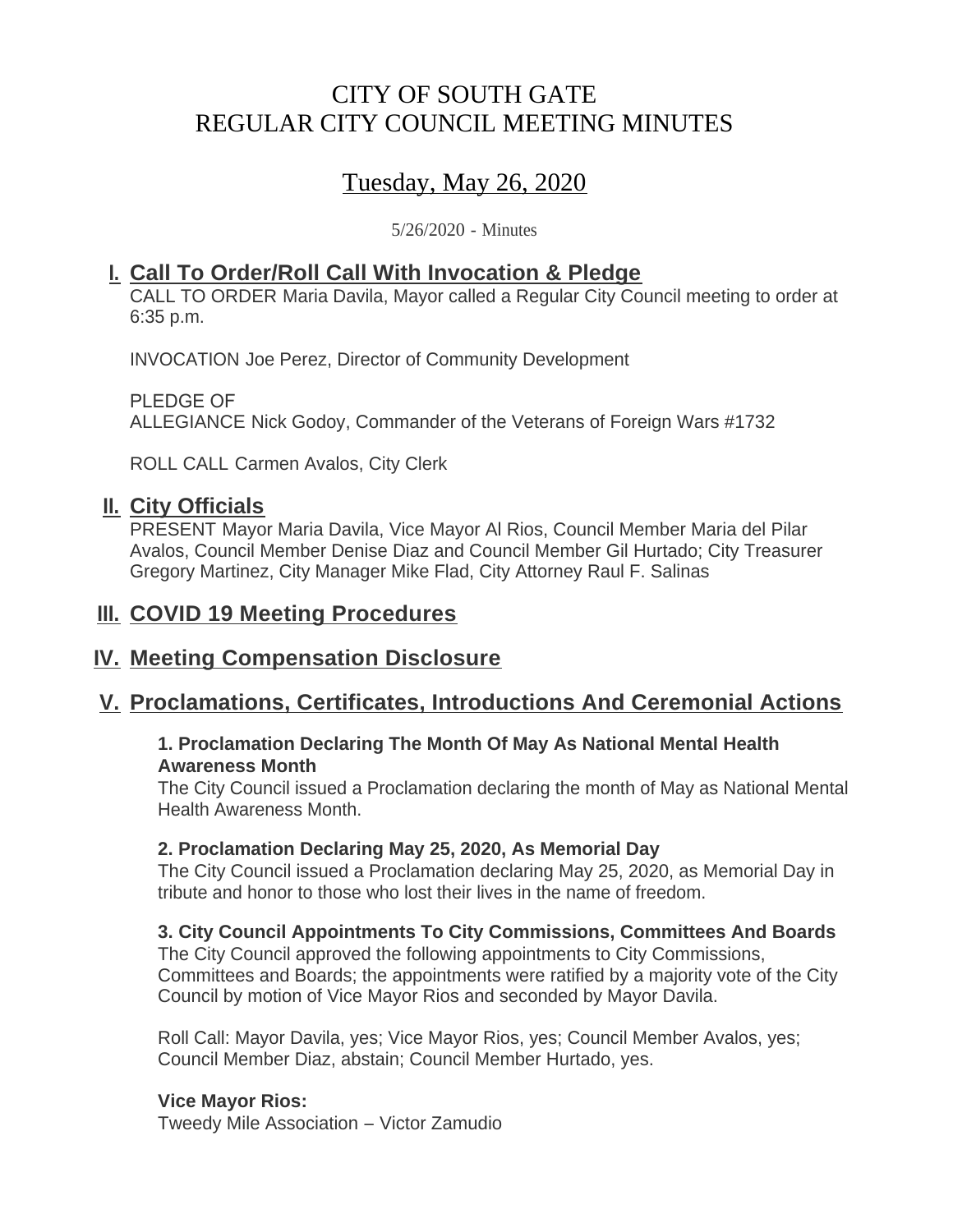# CITY OF SOUTH GATE
# REGULAR CITY COUNCIL MEETING MINUTES

## Tuesday, May 26, 2020

5/26/2020 - Minutes

## I. Call To Order/Roll Call With Invocation & Pledge

CALL TO ORDER Maria Davila, Mayor called a Regular City Council meeting to order at 6:35 p.m.

INVOCATION Joe Perez, Director of Community Development

PLEDGE OF ALLEGIANCE Nick Godoy, Commander of the Veterans of Foreign Wars #1732

ROLL CALL Carmen Avalos, City Clerk

## II. City Officials

PRESENT Mayor Maria Davila, Vice Mayor Al Rios, Council Member Maria del Pilar Avalos, Council Member Denise Diaz and Council Member Gil Hurtado; City Treasurer Gregory Martinez, City Manager Mike Flad, City Attorney Raul F. Salinas

## III. COVID 19 Meeting Procedures

## IV. Meeting Compensation Disclosure

## V. Proclamations, Certificates, Introductions And Ceremonial Actions

**1. Proclamation Declaring The Month Of May As National Mental Health Awareness Month**

The City Council issued a Proclamation declaring the month of May as National Mental Health Awareness Month.

**2. Proclamation Declaring May 25, 2020, As Memorial Day**

The City Council issued a Proclamation declaring May 25, 2020, as Memorial Day in tribute and honor to those who lost their lives in the name of freedom.

**3. City Council Appointments To City Commissions, Committees And Boards**

The City Council approved the following appointments to City Commissions, Committees and Boards; the appointments were ratified by a majority vote of the City Council by motion of Vice Mayor Rios and seconded by Mayor Davila.

Roll Call: Mayor Davila, yes; Vice Mayor Rios, yes; Council Member Avalos, yes; Council Member Diaz, abstain; Council Member Hurtado, yes.

**Vice Mayor Rios:**

Tweedy Mile Association – Victor Zamudio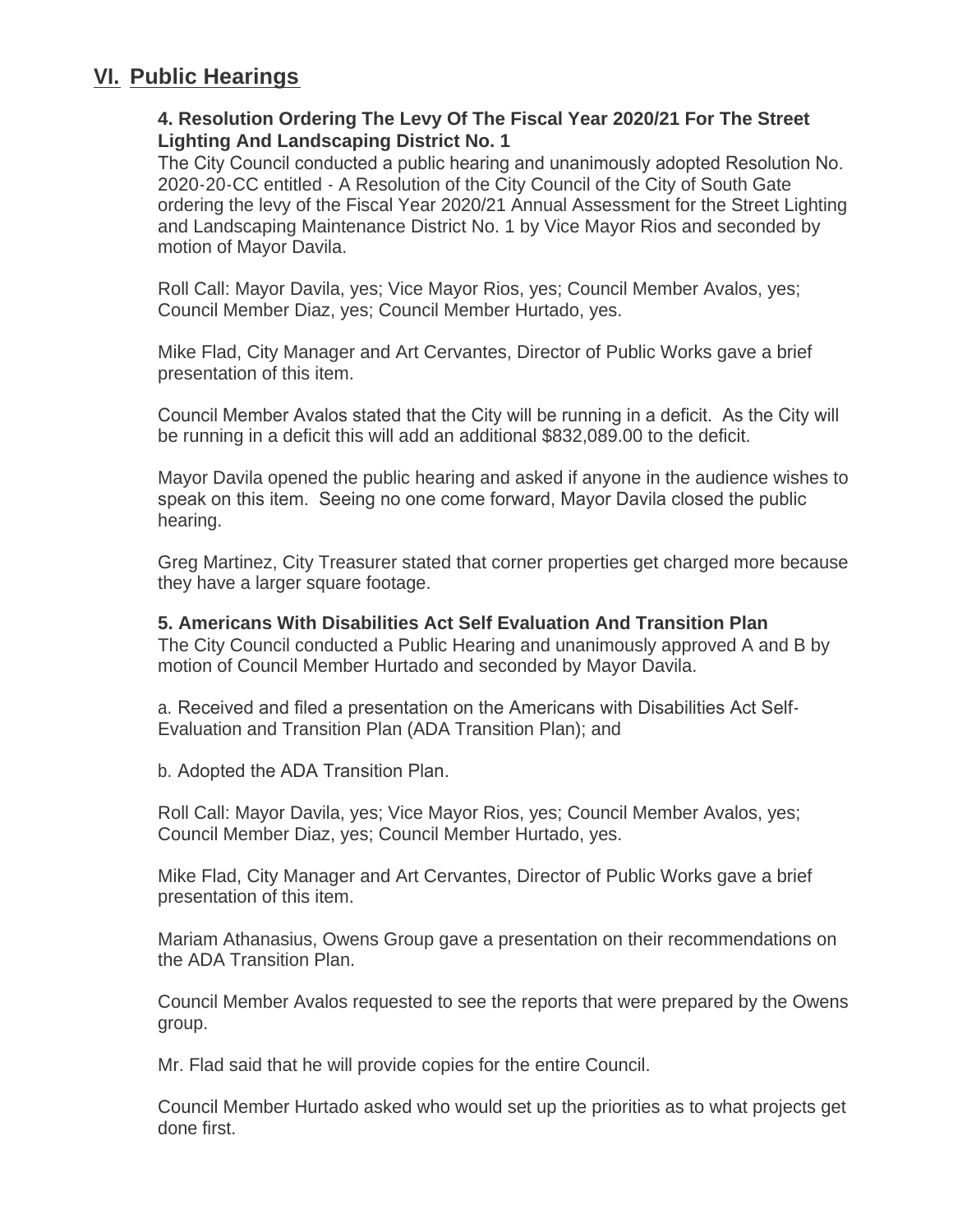## VI. Public Hearings

**4. Resolution Ordering The Levy Of The Fiscal Year 2020/21 For The Street Lighting And Landscaping District No. 1**
The City Council conducted a public hearing and unanimously adopted Resolution No. 2020-20-CC entitled - A Resolution of the City Council of the City of South Gate ordering the levy of the Fiscal Year 2020/21 Annual Assessment for the Street Lighting and Landscaping Maintenance District No. 1 by Vice Mayor Rios and seconded by motion of Mayor Davila.

Roll Call: Mayor Davila, yes; Vice Mayor Rios, yes; Council Member Avalos, yes; Council Member Diaz, yes; Council Member Hurtado, yes.

Mike Flad, City Manager and Art Cervantes, Director of Public Works gave a brief presentation of this item.

Council Member Avalos stated that the City will be running in a deficit. As the City will be running in a deficit this will add an additional $832,089.00 to the deficit.

Mayor Davila opened the public hearing and asked if anyone in the audience wishes to speak on this item. Seeing no one come forward, Mayor Davila closed the public hearing.

Greg Martinez, City Treasurer stated that corner properties get charged more because they have a larger square footage.

**5. Americans With Disabilities Act Self Evaluation And Transition Plan**
The City Council conducted a Public Hearing and unanimously approved A and B by motion of Council Member Hurtado and seconded by Mayor Davila.

a. Received and filed a presentation on the Americans with Disabilities Act Self-Evaluation and Transition Plan (ADA Transition Plan); and

b. Adopted the ADA Transition Plan.

Roll Call: Mayor Davila, yes; Vice Mayor Rios, yes; Council Member Avalos, yes; Council Member Diaz, yes; Council Member Hurtado, yes.

Mike Flad, City Manager and Art Cervantes, Director of Public Works gave a brief presentation of this item.

Mariam Athanasius, Owens Group gave a presentation on their recommendations on the ADA Transition Plan.

Council Member Avalos requested to see the reports that were prepared by the Owens group.

Mr. Flad said that he will provide copies for the entire Council.

Council Member Hurtado asked who would set up the priorities as to what projects get done first.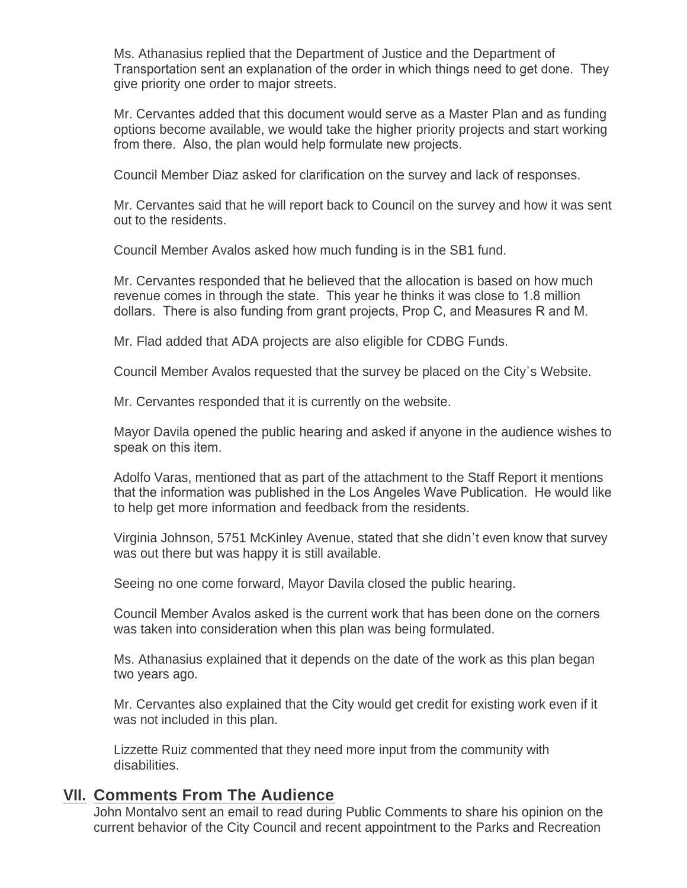Ms. Athanasius replied that the Department of Justice and the Department of Transportation sent an explanation of the order in which things need to get done. They give priority one order to major streets.

Mr. Cervantes added that this document would serve as a Master Plan and as funding options become available, we would take the higher priority projects and start working from there. Also, the plan would help formulate new projects.

Council Member Diaz asked for clarification on the survey and lack of responses.

Mr. Cervantes said that he will report back to Council on the survey and how it was sent out to the residents.

Council Member Avalos asked how much funding is in the SB1 fund.

Mr. Cervantes responded that he believed that the allocation is based on how much revenue comes in through the state. This year he thinks it was close to 1.8 million dollars. There is also funding from grant projects, Prop C, and Measures R and M.

Mr. Flad added that ADA projects are also eligible for CDBG Funds.

Council Member Avalos requested that the survey be placed on the City's Website.

Mr. Cervantes responded that it is currently on the website.

Mayor Davila opened the public hearing and asked if anyone in the audience wishes to speak on this item.

Adolfo Varas, mentioned that as part of the attachment to the Staff Report it mentions that the information was published in the Los Angeles Wave Publication. He would like to help get more information and feedback from the residents.

Virginia Johnson, 5751 McKinley Avenue, stated that she didn't even know that survey was out there but was happy it is still available.

Seeing no one come forward, Mayor Davila closed the public hearing.

Council Member Avalos asked is the current work that has been done on the corners was taken into consideration when this plan was being formulated.

Ms. Athanasius explained that it depends on the date of the work as this plan began two years ago.

Mr. Cervantes also explained that the City would get credit for existing work even if it was not included in this plan.

Lizzette Ruiz commented that they need more input from the community with disabilities.

## VII. Comments From The Audience

John Montalvo sent an email to read during Public Comments to share his opinion on the current behavior of the City Council and recent appointment to the Parks and Recreation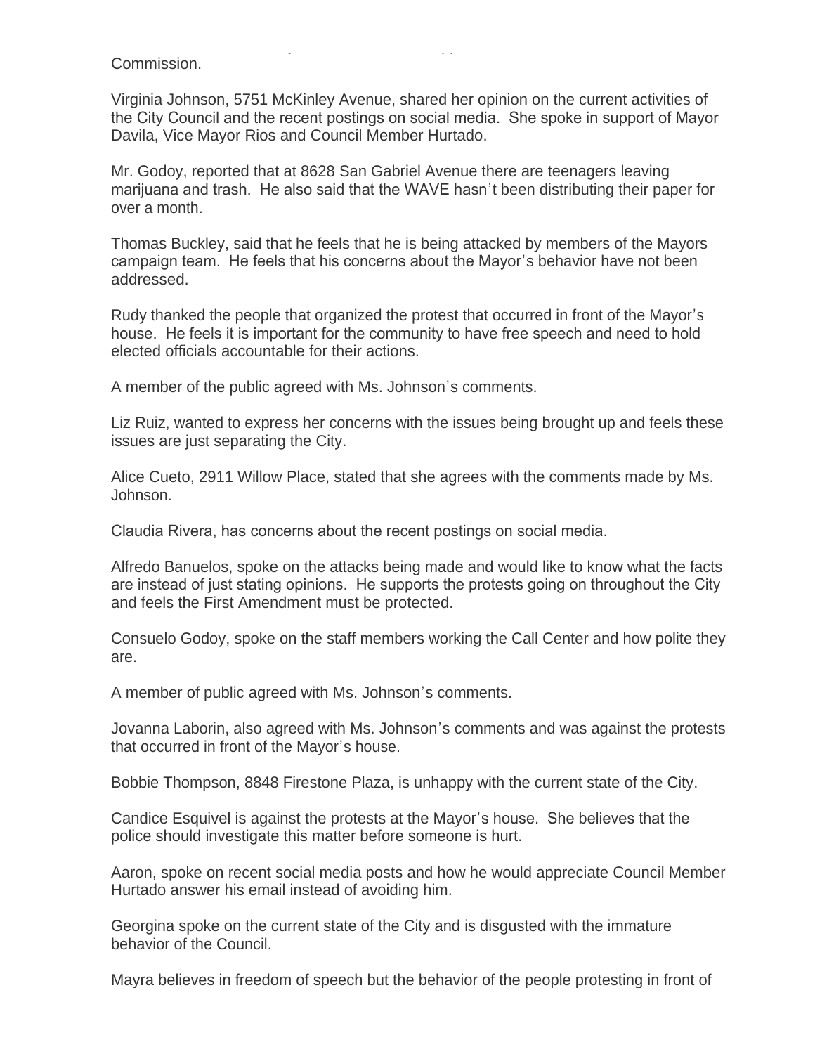Commission.

Virginia Johnson, 5751 McKinley Avenue, shared her opinion on the current activities of the City Council and the recent postings on social media. She spoke in support of Mayor Davila, Vice Mayor Rios and Council Member Hurtado.

Mr. Godoy, reported that at 8628 San Gabriel Avenue there are teenagers leaving marijuana and trash. He also said that the WAVE hasn't been distributing their paper for over a month.

Thomas Buckley, said that he feels that he is being attacked by members of the Mayors campaign team. He feels that his concerns about the Mayor's behavior have not been addressed.

Rudy thanked the people that organized the protest that occurred in front of the Mayor's house. He feels it is important for the community to have free speech and need to hold elected officials accountable for their actions.

A member of the public agreed with Ms. Johnson's comments.

Liz Ruiz, wanted to express her concerns with the issues being brought up and feels these issues are just separating the City.

Alice Cueto, 2911 Willow Place, stated that she agrees with the comments made by Ms. Johnson.

Claudia Rivera, has concerns about the recent postings on social media.

Alfredo Banuelos, spoke on the attacks being made and would like to know what the facts are instead of just stating opinions. He supports the protests going on throughout the City and feels the First Amendment must be protected.

Consuelo Godoy, spoke on the staff members working the Call Center and how polite they are.

A member of public agreed with Ms. Johnson's comments.

Jovanna Laborin, also agreed with Ms. Johnson's comments and was against the protests that occurred in front of the Mayor's house.

Bobbie Thompson, 8848 Firestone Plaza, is unhappy with the current state of the City.

Candice Esquivel is against the protests at the Mayor's house. She believes that the police should investigate this matter before someone is hurt.

Aaron, spoke on recent social media posts and how he would appreciate Council Member Hurtado answer his email instead of avoiding him.

Georgina spoke on the current state of the City and is disgusted with the immature behavior of the Council.

Mayra believes in freedom of speech but the behavior of the people protesting in front of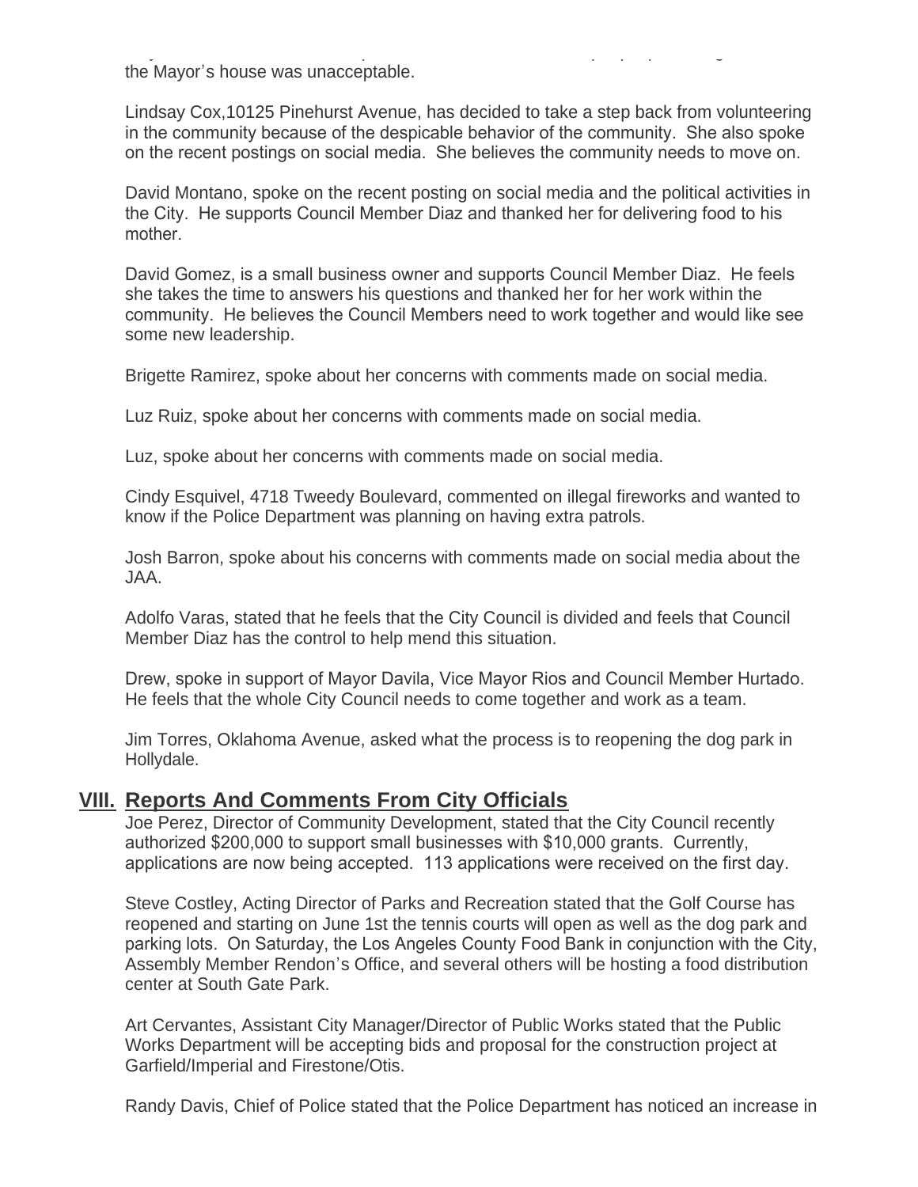the Mayor's house was unacceptable.

Lindsay Cox,10125 Pinehurst Avenue, has decided to take a step back from volunteering in the community because of the despicable behavior of the community. She also spoke on the recent postings on social media. She believes the community needs to move on.

David Montano, spoke on the recent posting on social media and the political activities in the City. He supports Council Member Diaz and thanked her for delivering food to his mother.

David Gomez, is a small business owner and supports Council Member Diaz. He feels she takes the time to answers his questions and thanked her for her work within the community. He believes the Council Members need to work together and would like see some new leadership.

Brigette Ramirez, spoke about her concerns with comments made on social media.

Luz Ruiz, spoke about her concerns with comments made on social media.

Luz, spoke about her concerns with comments made on social media.

Cindy Esquivel, 4718 Tweedy Boulevard, commented on illegal fireworks and wanted to know if the Police Department was planning on having extra patrols.

Josh Barron, spoke about his concerns with comments made on social media about the JAA.

Adolfo Varas, stated that he feels that the City Council is divided and feels that Council Member Diaz has the control to help mend this situation.

Drew, spoke in support of Mayor Davila, Vice Mayor Rios and Council Member Hurtado. He feels that the whole City Council needs to come together and work as a team.

Jim Torres, Oklahoma Avenue, asked what the process is to reopening the dog park in Hollydale.

## VIII. Reports And Comments From City Officials

Joe Perez, Director of Community Development, stated that the City Council recently authorized $200,000 to support small businesses with $10,000 grants. Currently, applications are now being accepted. 113 applications were received on the first day.

Steve Costley, Acting Director of Parks and Recreation stated that the Golf Course has reopened and starting on June 1st the tennis courts will open as well as the dog park and parking lots. On Saturday, the Los Angeles County Food Bank in conjunction with the City, Assembly Member Rendon's Office, and several others will be hosting a food distribution center at South Gate Park.

Art Cervantes, Assistant City Manager/Director of Public Works stated that the Public Works Department will be accepting bids and proposal for the construction project at Garfield/Imperial and Firestone/Otis.

Randy Davis, Chief of Police stated that the Police Department has noticed an increase in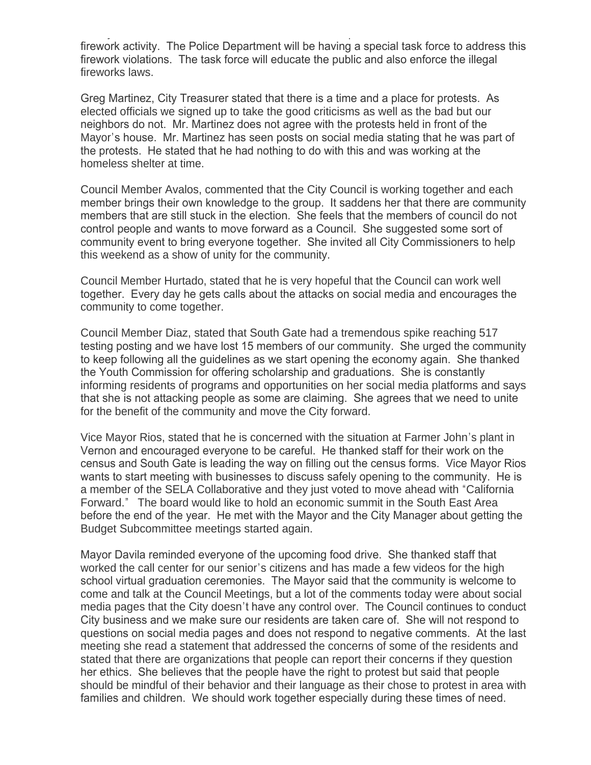firework activity. The Police Department will be having a special task force to address this firework violations. The task force will educate the public and also enforce the illegal fireworks laws.

Greg Martinez, City Treasurer stated that there is a time and a place for protests. As elected officials we signed up to take the good criticisms as well as the bad but our neighbors do not. Mr. Martinez does not agree with the protests held in front of the Mayor's house. Mr. Martinez has seen posts on social media stating that he was part of the protests. He stated that he had nothing to do with this and was working at the homeless shelter at time.

Council Member Avalos, commented that the City Council is working together and each member brings their own knowledge to the group. It saddens her that there are community members that are still stuck in the election. She feels that the members of council do not control people and wants to move forward as a Council. She suggested some sort of community event to bring everyone together. She invited all City Commissioners to help this weekend as a show of unity for the community.

Council Member Hurtado, stated that he is very hopeful that the Council can work well together. Every day he gets calls about the attacks on social media and encourages the community to come together.

Council Member Diaz, stated that South Gate had a tremendous spike reaching 517 testing posting and we have lost 15 members of our community. She urged the community to keep following all the guidelines as we start opening the economy again. She thanked the Youth Commission for offering scholarship and graduations. She is constantly informing residents of programs and opportunities on her social media platforms and says that she is not attacking people as some are claiming. She agrees that we need to unite for the benefit of the community and move the City forward.

Vice Mayor Rios, stated that he is concerned with the situation at Farmer John's plant in Vernon and encouraged everyone to be careful. He thanked staff for their work on the census and South Gate is leading the way on filling out the census forms. Vice Mayor Rios wants to start meeting with businesses to discuss safely opening to the community. He is a member of the SELA Collaborative and they just voted to move ahead with "California Forward." The board would like to hold an economic summit in the South East Area before the end of the year. He met with the Mayor and the City Manager about getting the Budget Subcommittee meetings started again.

Mayor Davila reminded everyone of the upcoming food drive. She thanked staff that worked the call center for our senior's citizens and has made a few videos for the high school virtual graduation ceremonies. The Mayor said that the community is welcome to come and talk at the Council Meetings, but a lot of the comments today were about social media pages that the City doesn't have any control over. The Council continues to conduct City business and we make sure our residents are taken care of. She will not respond to questions on social media pages and does not respond to negative comments. At the last meeting she read a statement that addressed the concerns of some of the residents and stated that there are organizations that people can report their concerns if they question her ethics. She believes that the people have the right to protest but said that people should be mindful of their behavior and their language as their chose to protest in area with families and children. We should work together especially during these times of need.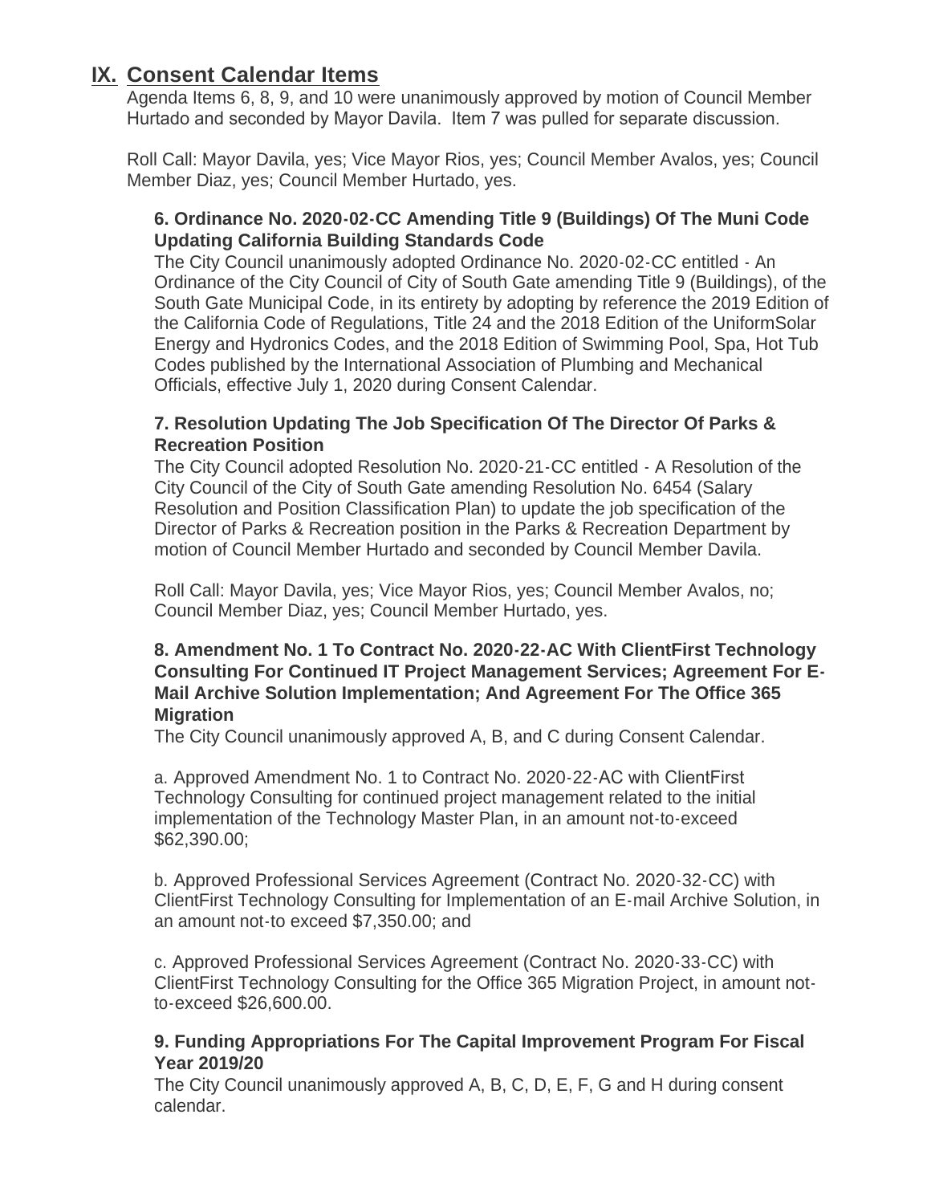## IX. Consent Calendar Items

Agenda Items 6, 8, 9, and 10 were unanimously approved by motion of Council Member Hurtado and seconded by Mayor Davila. Item 7 was pulled for separate discussion.

Roll Call: Mayor Davila, yes; Vice Mayor Rios, yes; Council Member Avalos, yes; Council Member Diaz, yes; Council Member Hurtado, yes.

**6. Ordinance No. 2020-02-CC Amending Title 9 (Buildings) Of The Muni Code Updating California Building Standards Code**

The City Council unanimously adopted Ordinance No. 2020-02-CC entitled - An Ordinance of the City Council of City of South Gate amending Title 9 (Buildings), of the South Gate Municipal Code, in its entirety by adopting by reference the 2019 Edition of the California Code of Regulations, Title 24 and the 2018 Edition of the UniformSolar Energy and Hydronics Codes, and the 2018 Edition of Swimming Pool, Spa, Hot Tub Codes published by the International Association of Plumbing and Mechanical Officials, effective July 1, 2020 during Consent Calendar.

**7. Resolution Updating The Job Specification Of The Director Of Parks & Recreation Position**

The City Council adopted Resolution No. 2020-21-CC entitled - A Resolution of the City Council of the City of South Gate amending Resolution No. 6454 (Salary Resolution and Position Classification Plan) to update the job specification of the Director of Parks & Recreation position in the Parks & Recreation Department by motion of Council Member Hurtado and seconded by Council Member Davila.

Roll Call: Mayor Davila, yes; Vice Mayor Rios, yes; Council Member Avalos, no; Council Member Diaz, yes; Council Member Hurtado, yes.

**8. Amendment No. 1 To Contract No. 2020-22-AC With ClientFirst Technology Consulting For Continued IT Project Management Services; Agreement For E-Mail Archive Solution Implementation; And Agreement For The Office 365 Migration**

The City Council unanimously approved A, B, and C during Consent Calendar.

a. Approved Amendment No. 1 to Contract No. 2020-22-AC with ClientFirst Technology Consulting for continued project management related to the initial implementation of the Technology Master Plan, in an amount not-to-exceed $62,390.00;

b. Approved Professional Services Agreement (Contract No. 2020-32-CC) with ClientFirst Technology Consulting for Implementation of an E-mail Archive Solution, in an amount not-to exceed $7,350.00; and

c. Approved Professional Services Agreement (Contract No. 2020-33-CC) with ClientFirst Technology Consulting for the Office 365 Migration Project, in amount not-to-exceed $26,600.00.

**9. Funding Appropriations For The Capital Improvement Program For Fiscal Year 2019/20**

The City Council unanimously approved A, B, C, D, E, F, G and H during consent calendar.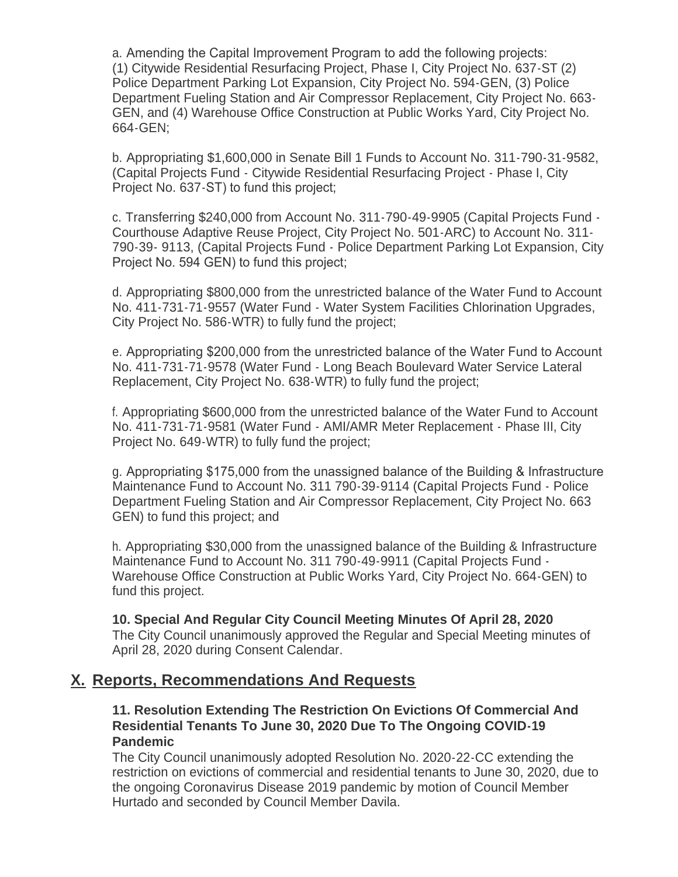a. Amending the Capital Improvement Program to add the following projects: (1) Citywide Residential Resurfacing Project, Phase I, City Project No. 637-ST (2) Police Department Parking Lot Expansion, City Project No. 594-GEN, (3) Police Department Fueling Station and Air Compressor Replacement, City Project No. 663-GEN, and (4) Warehouse Office Construction at Public Works Yard, City Project No. 664-GEN;

b. Appropriating $1,600,000 in Senate Bill 1 Funds to Account No. 311-790-31-9582, (Capital Projects Fund - Citywide Residential Resurfacing Project - Phase I, City Project No. 637-ST) to fund this project;

c. Transferring $240,000 from Account No. 311-790-49-9905 (Capital Projects Fund - Courthouse Adaptive Reuse Project, City Project No. 501-ARC) to Account No. 311-790-39- 9113, (Capital Projects Fund - Police Department Parking Lot Expansion, City Project No. 594 GEN) to fund this project;

d. Appropriating $800,000 from the unrestricted balance of the Water Fund to Account No. 411-731-71-9557 (Water Fund - Water System Facilities Chlorination Upgrades, City Project No. 586-WTR) to fully fund the project;

e. Appropriating $200,000 from the unrestricted balance of the Water Fund to Account No. 411-731-71-9578 (Water Fund - Long Beach Boulevard Water Service Lateral Replacement, City Project No. 638-WTR) to fully fund the project;

f. Appropriating $600,000 from the unrestricted balance of the Water Fund to Account No. 411-731-71-9581 (Water Fund - AMI/AMR Meter Replacement - Phase III, City Project No. 649-WTR) to fully fund the project;

g. Appropriating $175,000 from the unassigned balance of the Building & Infrastructure Maintenance Fund to Account No. 311 790-39-9114 (Capital Projects Fund - Police Department Fueling Station and Air Compressor Replacement, City Project No. 663 GEN) to fund this project; and

h. Appropriating $30,000 from the unassigned balance of the Building & Infrastructure Maintenance Fund to Account No. 311 790-49-9911 (Capital Projects Fund - Warehouse Office Construction at Public Works Yard, City Project No. 664-GEN) to fund this project.

**10. Special And Regular City Council Meeting Minutes Of April 28, 2020**
The City Council unanimously approved the Regular and Special Meeting minutes of April 28, 2020 during Consent Calendar.

## X. Reports, Recommendations And Requests

**11. Resolution Extending The Restriction On Evictions Of Commercial And Residential Tenants To June 30, 2020 Due To The Ongoing COVID-19 Pandemic**
The City Council unanimously adopted Resolution No. 2020-22-CC extending the restriction on evictions of commercial and residential tenants to June 30, 2020, due to the ongoing Coronavirus Disease 2019 pandemic by motion of Council Member Hurtado and seconded by Council Member Davila.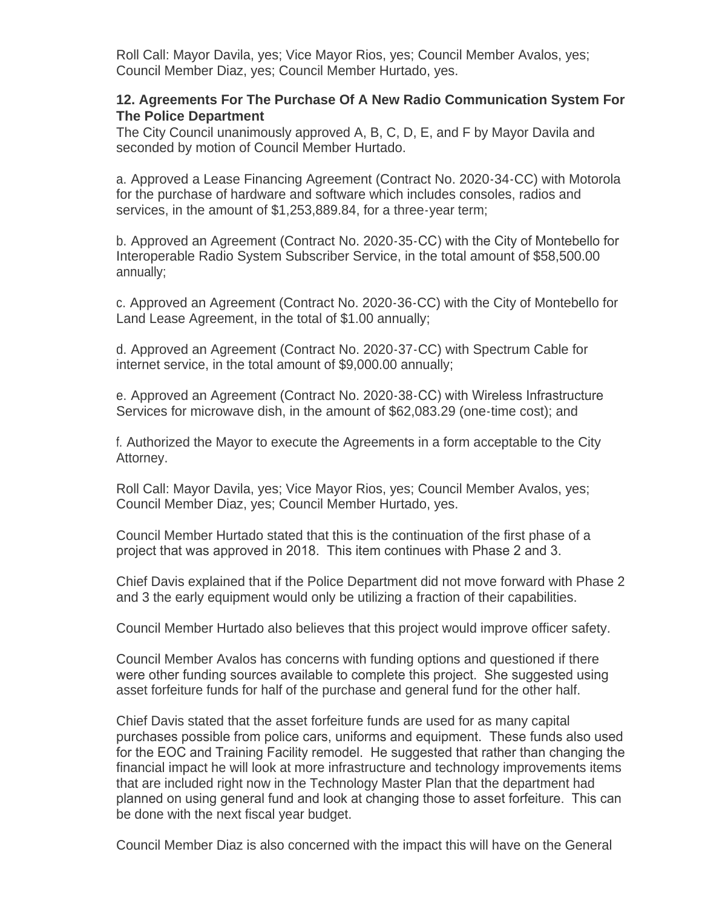Roll Call: Mayor Davila, yes; Vice Mayor Rios, yes; Council Member Avalos, yes; Council Member Diaz, yes; Council Member Hurtado, yes.

**12. Agreements For The Purchase Of A New Radio Communication System For The Police Department**

The City Council unanimously approved A, B, C, D, E, and F by Mayor Davila and seconded by motion of Council Member Hurtado.

a. Approved a Lease Financing Agreement (Contract No. 2020-34-CC) with Motorola for the purchase of hardware and software which includes consoles, radios and services, in the amount of $1,253,889.84, for a three-year term;

b. Approved an Agreement (Contract No. 2020-35-CC) with the City of Montebello for Interoperable Radio System Subscriber Service, in the total amount of $58,500.00 annually;

c. Approved an Agreement (Contract No. 2020-36-CC) with the City of Montebello for Land Lease Agreement, in the total of $1.00 annually;

d. Approved an Agreement (Contract No. 2020-37-CC) with Spectrum Cable for internet service, in the total amount of $9,000.00 annually;

e. Approved an Agreement (Contract No. 2020-38-CC) with Wireless Infrastructure Services for microwave dish, in the amount of $62,083.29 (one-time cost); and

f. Authorized the Mayor to execute the Agreements in a form acceptable to the City Attorney.

Roll Call: Mayor Davila, yes; Vice Mayor Rios, yes; Council Member Avalos, yes; Council Member Diaz, yes; Council Member Hurtado, yes.

Council Member Hurtado stated that this is the continuation of the first phase of a project that was approved in 2018. This item continues with Phase 2 and 3.

Chief Davis explained that if the Police Department did not move forward with Phase 2 and 3 the early equipment would only be utilizing a fraction of their capabilities.

Council Member Hurtado also believes that this project would improve officer safety.

Council Member Avalos has concerns with funding options and questioned if there were other funding sources available to complete this project. She suggested using asset forfeiture funds for half of the purchase and general fund for the other half.

Chief Davis stated that the asset forfeiture funds are used for as many capital purchases possible from police cars, uniforms and equipment. These funds also used for the EOC and Training Facility remodel. He suggested that rather than changing the financial impact he will look at more infrastructure and technology improvements items that are included right now in the Technology Master Plan that the department had planned on using general fund and look at changing those to asset forfeiture. This can be done with the next fiscal year budget.

Council Member Diaz is also concerned with the impact this will have on the General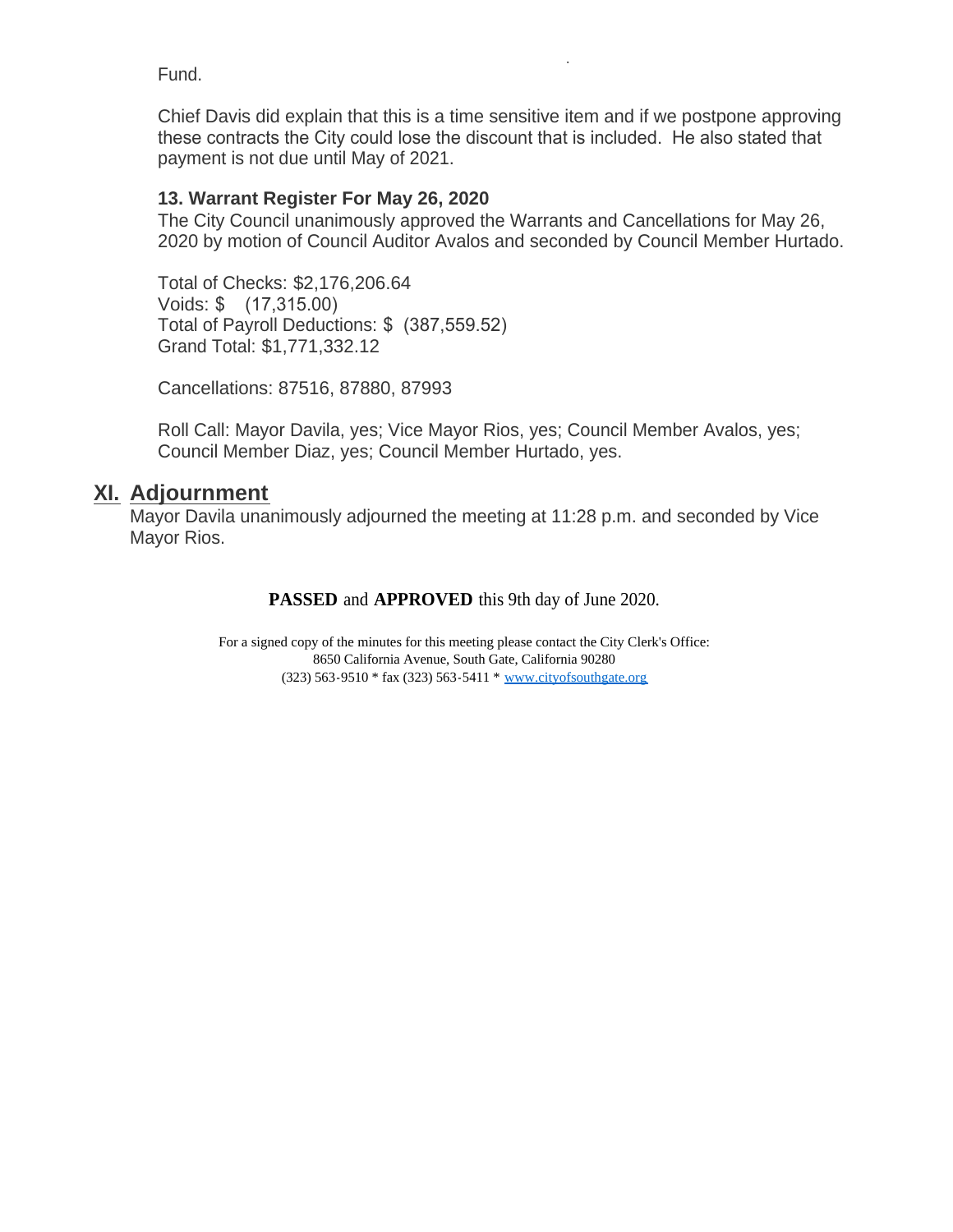Fund.

Chief Davis did explain that this is a time sensitive item and if we postpone approving these contracts the City could lose the discount that is included. He also stated that payment is not due until May of 2021.

**13. Warrant Register For May 26, 2020**
The City Council unanimously approved the Warrants and Cancellations for May 26, 2020 by motion of Council Auditor Avalos and seconded by Council Member Hurtado.

Total of Checks: $2,176,206.64
Voids: $ (17,315.00)
Total of Payroll Deductions: $ (387,559.52)
Grand Total: $1,771,332.12

Cancellations: 87516, 87880, 87993

Roll Call: Mayor Davila, yes; Vice Mayor Rios, yes; Council Member Avalos, yes; Council Member Diaz, yes; Council Member Hurtado, yes.

## XI. Adjournment

Mayor Davila unanimously adjourned the meeting at 11:28 p.m. and seconded by Vice Mayor Rios.

**PASSED** and **APPROVED** this 9th day of June 2020.

For a signed copy of the minutes for this meeting please contact the City Clerk's Office:
8650 California Avenue, South Gate, California 90280
(323) 563-9510 * fax (323) 563-5411 * www.cityofsouthgate.org